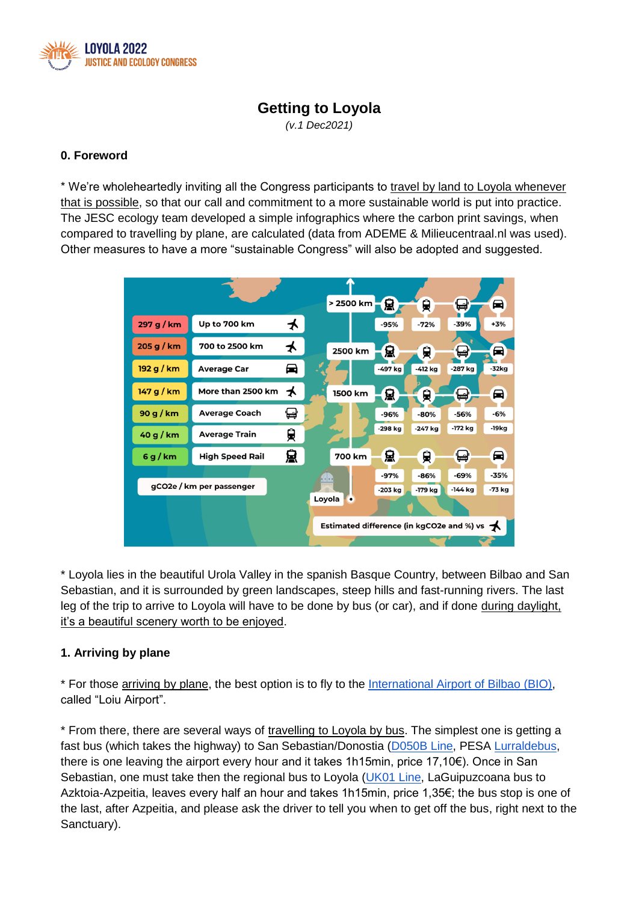# Getting to Loyola

*(v.1 Dec2021)*

## 0. Foreword

* We're wholeheartedly inviting all the Congress participants to travel by land to Loyola whenever that is possible, so that our call and commitment to a more sustainable world is put into practice. The JESC ecology team developed a simple infographics where the carbon print savings, when compared to travelling by plane, are calculated (data from ADEME & Milieucentraal.nl was used). Other measures to have a more "sustainable Congress" will also be adopted and suggested.

| gCO2e / km per passenger | |
|---|---|
| 297 g / km | Up to 700 km (plane) |
| 205 g / km | 700 to 2500 km (plane) |
| 192 g / km | Average Car |
| 147 g / km | More than 2500 km (plane) |
| 90 g / km | Average Coach |
| 40 g / km | Average Train |
| 6 g / km | High Speed Rail |

Estimated difference (in kgCO2e and %) vs plane

| Distance | High Speed Rail | Average Train | Average Coach | Average Car |
|---|---|---|---|---|
| > 2500 km | -95% | -72% | -39% | +3% |
| 2500 km | -497 kg | -412 kg | -287 kg | -32kg |
| 1500 km | -96% / -298 kg | -80% / -247 kg | -56% / -172 kg | -6% / -19kg |
| 700 km | -97% / -203 kg | -86% / -179 kg | -69% / -144 kg | -35% / -73 kg |

* Loyola lies in the beautiful Urola Valley in the spanish Basque Country, between Bilbao and San Sebastian, and it is surrounded by green landscapes, steep hills and fast-running rivers. The last leg of the trip to arrive to Loyola will have to be done by bus (or car), and if done during daylight, it's a beautiful scenery worth to be enjoyed.

## 1. Arriving by plane

* For those arriving by plane, the best option is to fly to the International Airport of Bilbao (BIO), called "Loiu Airport".

* From there, there are several ways of travelling to Loyola by bus. The simplest one is getting a fast bus (which takes the highway) to San Sebastian/Donostia (D050B Line, PESA Lurraldebus, there is one leaving the airport every hour and it takes 1h15min, price 17,10€). Once in San Sebastian, one must take then the regional bus to Loyola (UK01 Line, LaGuipuzcoana bus to Azktoia-Azpeitia, leaves every half an hour and takes 1h15min, price 1,35€; the bus stop is one of the last, after Azpeitia, and please ask the driver to tell you when to get off the bus, right next to the Sanctuary).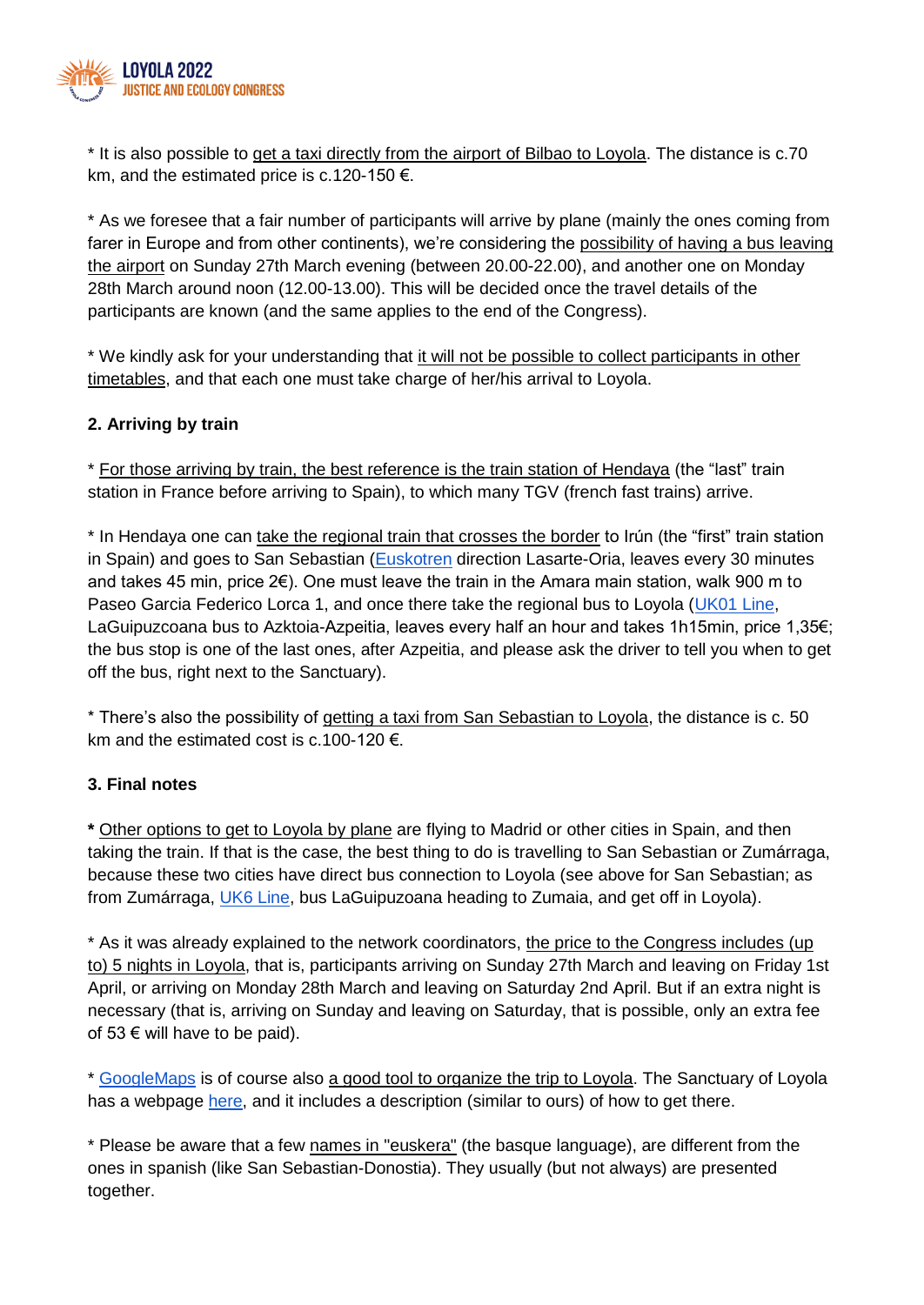* It is also possible to get a taxi directly from the airport of Bilbao to Loyola. The distance is c.70 km, and the estimated price is c.120-150 €.

* As we foresee that a fair number of participants will arrive by plane (mainly the ones coming from farer in Europe and from other continents), we're considering the possibility of having a bus leaving the airport on Sunday 27th March evening (between 20.00-22.00), and another one on Monday 28th March around noon (12.00-13.00). This will be decided once the travel details of the participants are known (and the same applies to the end of the Congress).

* We kindly ask for your understanding that it will not be possible to collect participants in other timetables, and that each one must take charge of her/his arrival to Loyola.

**2. Arriving by train**

* For those arriving by train, the best reference is the train station of Hendaya (the "last" train station in France before arriving to Spain), to which many TGV (french fast trains) arrive.

* In Hendaya one can take the regional train that crosses the border to Irún (the "first" train station in Spain) and goes to San Sebastian (Euskotren direction Lasarte-Oria, leaves every 30 minutes and takes 45 min, price 2€). One must leave the train in the Amara main station, walk 900 m to Paseo Garcia Federico Lorca 1, and once there take the regional bus to Loyola (UK01 Line, LaGuipuzcoana bus to Azktoia-Azpeitia, leaves every half an hour and takes 1h15min, price 1,35€; the bus stop is one of the last ones, after Azpeitia, and please ask the driver to tell you when to get off the bus, right next to the Sanctuary).

* There's also the possibility of getting a taxi from San Sebastian to Loyola, the distance is c. 50 km and the estimated cost is c.100-120 €.

**3. Final notes**

**\*** Other options to get to Loyola by plane are flying to Madrid or other cities in Spain, and then taking the train. If that is the case, the best thing to do is travelling to San Sebastian or Zumárraga, because these two cities have direct bus connection to Loyola (see above for San Sebastian; as from Zumárraga, UK6 Line, bus LaGuipuzoana heading to Zumaia, and get off in Loyola).

* As it was already explained to the network coordinators, the price to the Congress includes (up to) 5 nights in Loyola, that is, participants arriving on Sunday 27th March and leaving on Friday 1st April, or arriving on Monday 28th March and leaving on Saturday 2nd April. But if an extra night is necessary (that is, arriving on Sunday and leaving on Saturday, that is possible, only an extra fee of 53 € will have to be paid).

* GoogleMaps is of course also a good tool to organize the trip to Loyola. The Sanctuary of Loyola has a webpage here, and it includes a description (similar to ours) of how to get there.

* Please be aware that a few names in "euskera" (the basque language), are different from the ones in spanish (like San Sebastian-Donostia). They usually (but not always) are presented together.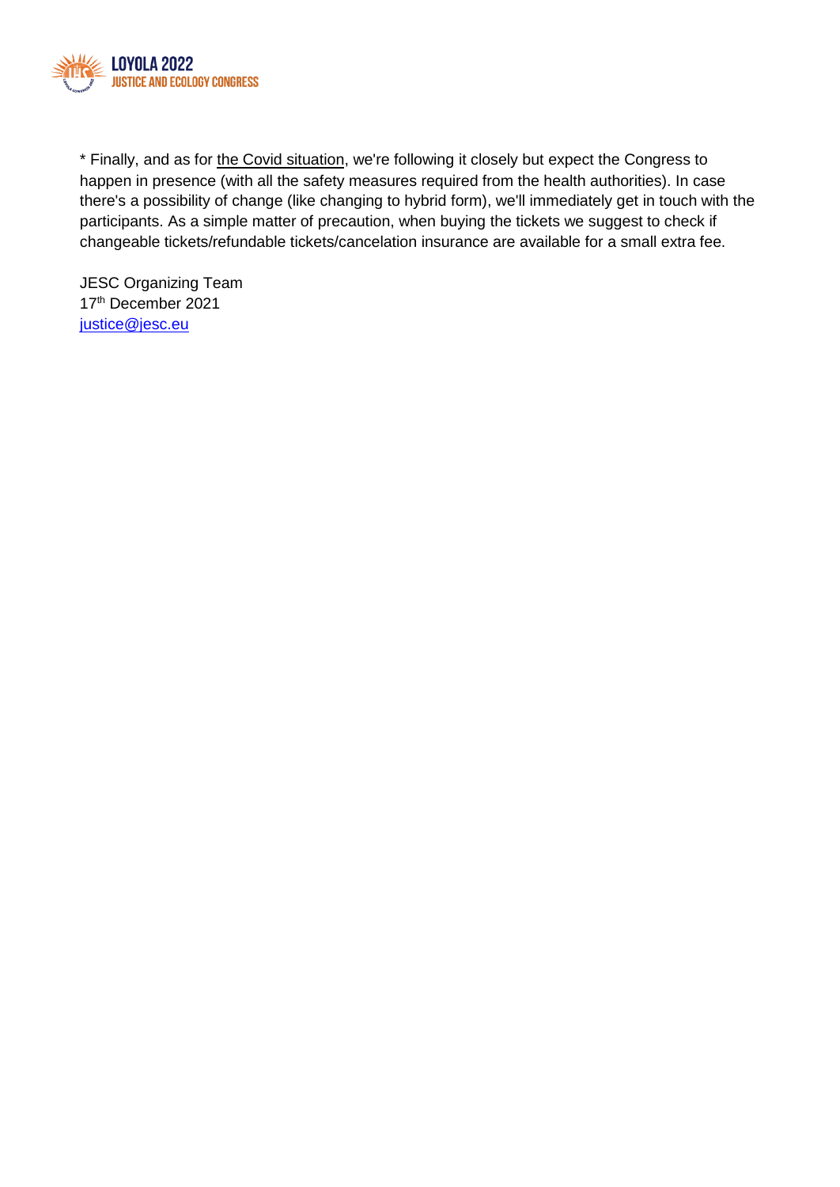* Finally, and as for the Covid situation, we're following it closely but expect the Congress to happen in presence (with all the safety measures required from the health authorities). In case there's a possibility of change (like changing to hybrid form), we'll immediately get in touch with the participants. As a simple matter of precaution, when buying the tickets we suggest to check if changeable tickets/refundable tickets/cancelation insurance are available for a small extra fee.

JESC Organizing Team
17th December 2021
justice@jesc.eu